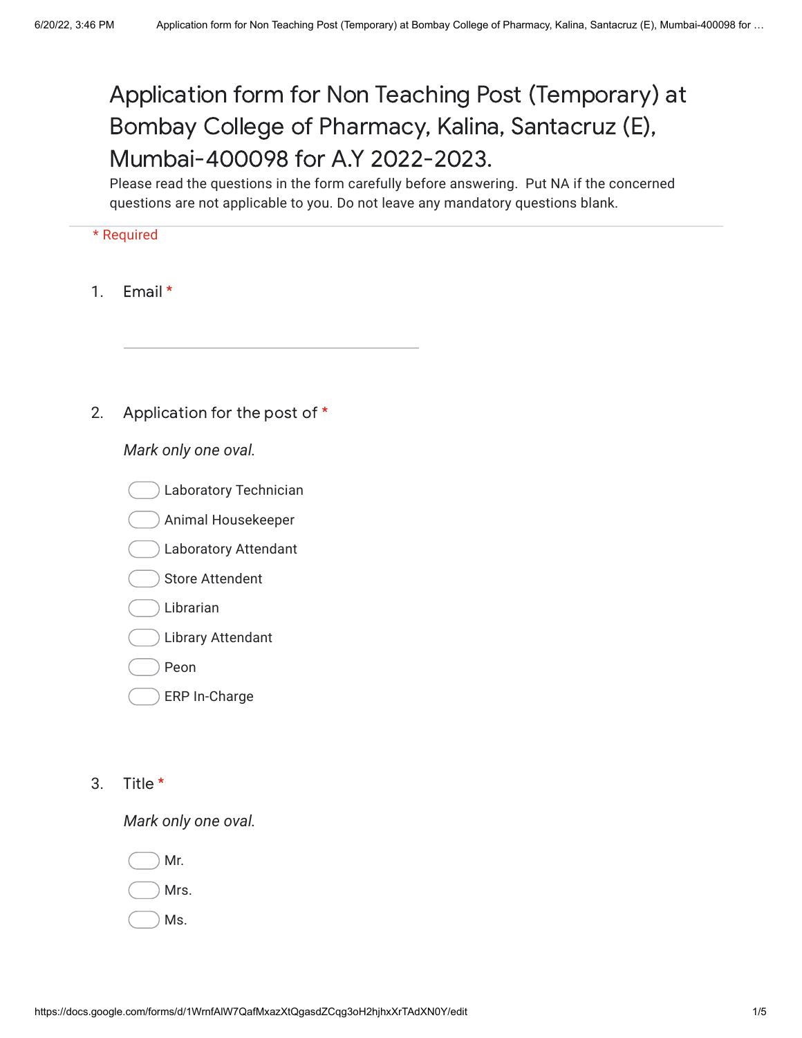# Application form for Non Teaching Post (Temporary) at Bombay College of Pharmacy, Kalina, Santacruz (E), Mumbai-400098 for A.Y 2022-2023.

Please read the questions in the form carefully before answering. Put NA if the concerned questions are not applicable to you. Do not leave any mandatory questions blank.

\* Required

1. Email *

_______________________________

2. Application for the post of *

*Mark only one oval.*

- ◯ Laboratory Technician
- ◯ Animal Housekeeper
- ◯ Laboratory Attendant
- ◯ Store Attendent
- ◯ Librarian
- ◯ Library Attendant
- ◯ Peon
- ◯ ERP In-Charge

3. Title *

*Mark only one oval.*

- ◯ Mr.
- ◯ Mrs.
- ◯ Ms.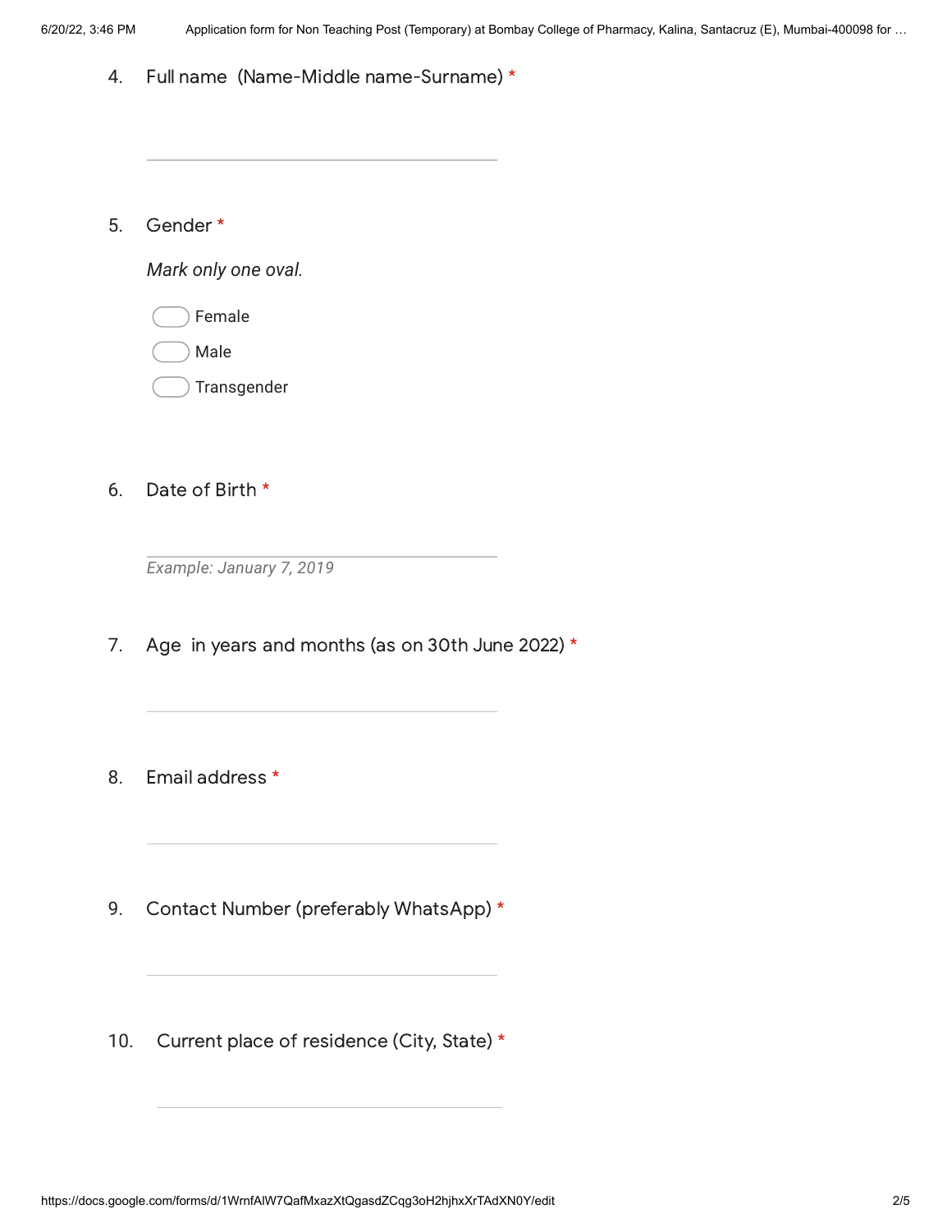4. Full name (Name-Middle name-Surname) *

5. Gender *

   *Mark only one oval.*

   - Female
   - Male
   - Transgender

6. Date of Birth *

   *Example: January 7, 2019*

7. Age in years and months (as on 30th June 2022) *

8. Email address *

9. Contact Number (preferably WhatsApp) *

10. Current place of residence (City, State) *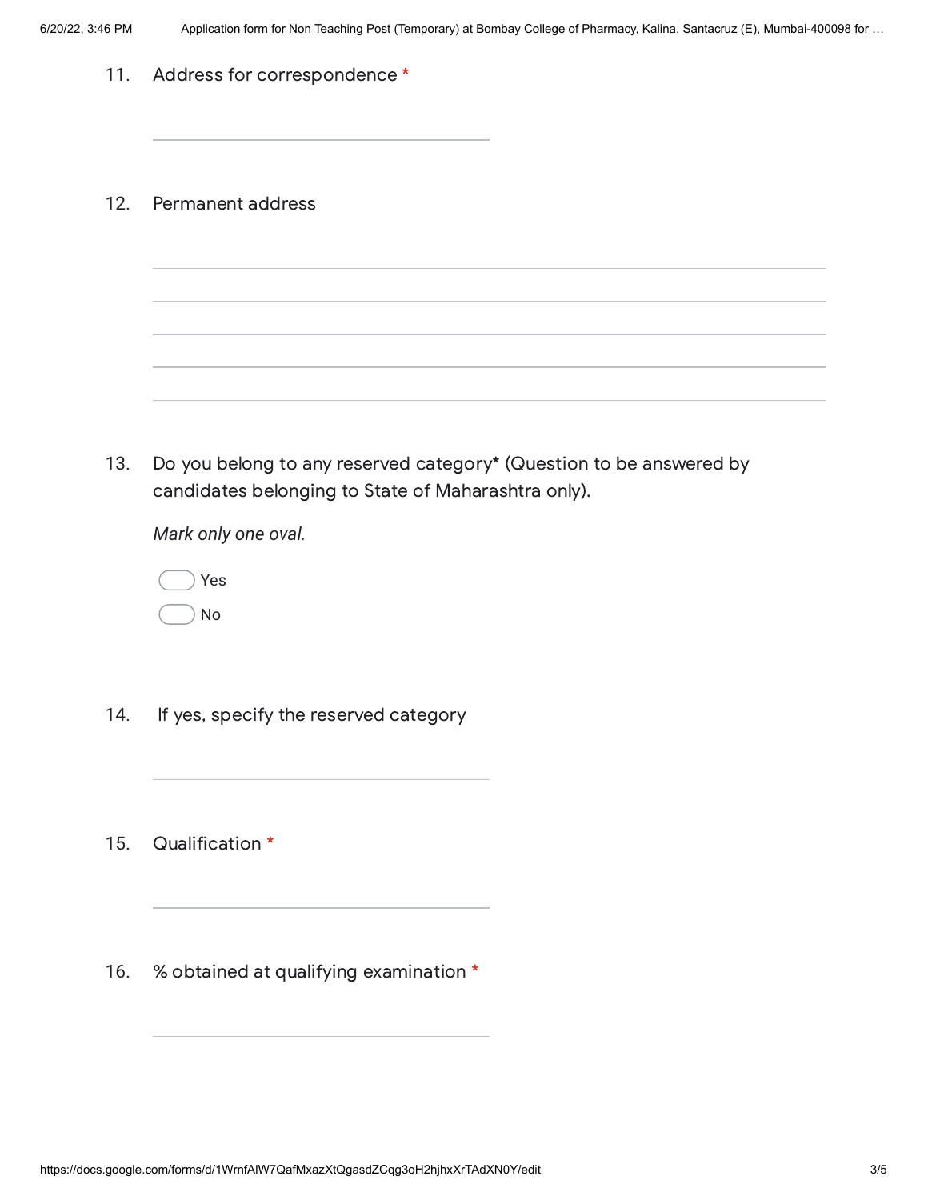11. Address for correspondence *

12. Permanent address

13. Do you belong to any reserved category* (Question to be answered by candidates belonging to State of Maharashtra only).

    *Mark only one oval.*

    - Yes
    - No

14. If yes, specify the reserved category

15. Qualification *

16. % obtained at qualifying examination *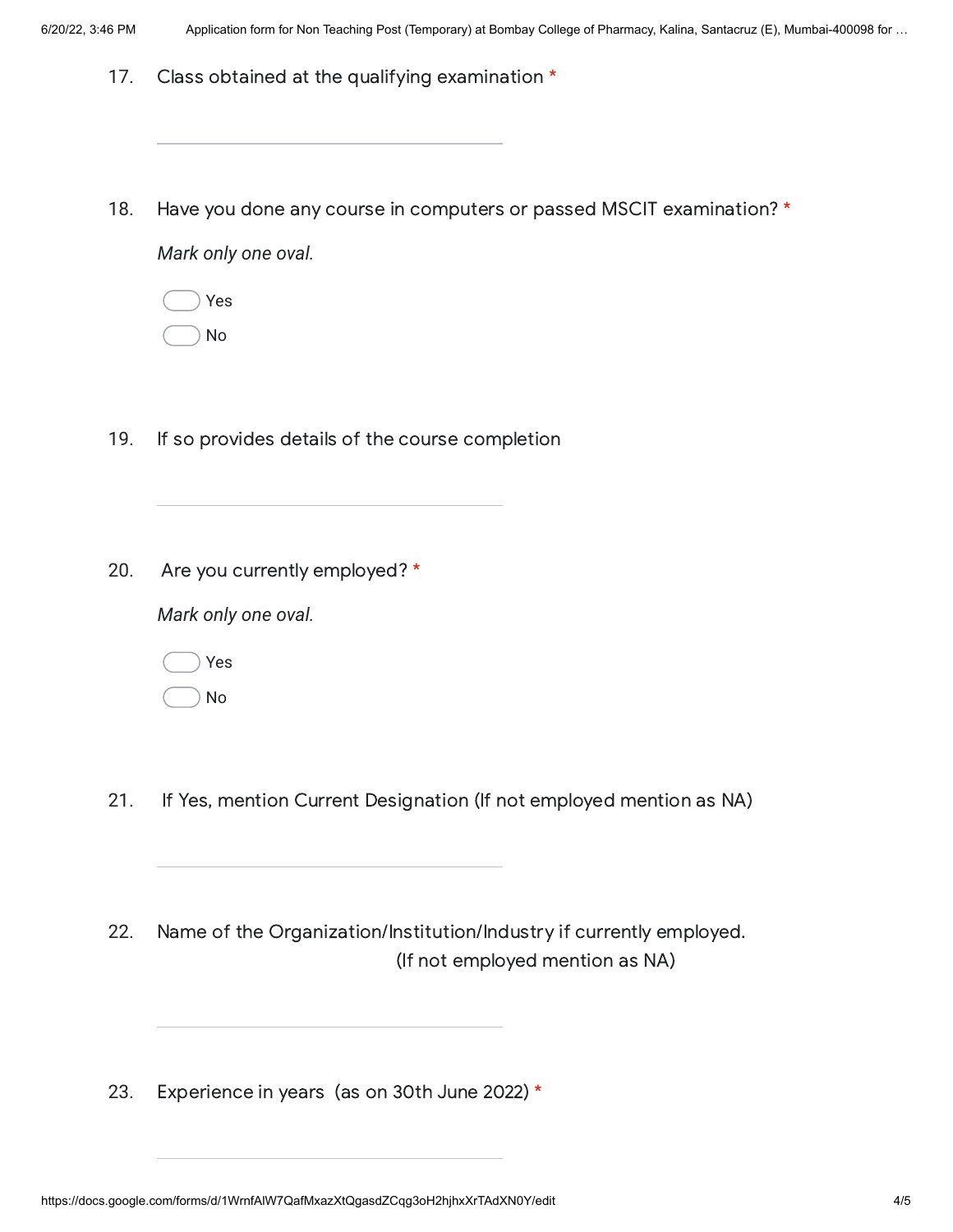17. Class obtained at the qualifying examination *

\_\_\_\_\_\_\_\_\_\_\_\_\_\_\_\_\_\_\_\_\_\_\_\_\_\_\_\_\_\_\_\_\_\_\_\_

18. Have you done any course in computers or passed MSCIT examination? *

*Mark only one oval.*

- ( ) Yes
- ( ) No

19. If so provides details of the course completion

\_\_\_\_\_\_\_\_\_\_\_\_\_\_\_\_\_\_\_\_\_\_\_\_\_\_\_\_\_\_\_\_\_\_\_\_

20. Are you currently employed? *

*Mark only one oval.*

- ( ) Yes
- ( ) No

21. If Yes, mention Current Designation (If not employed mention as NA)

\_\_\_\_\_\_\_\_\_\_\_\_\_\_\_\_\_\_\_\_\_\_\_\_\_\_\_\_\_\_\_\_\_\_\_\_

22. Name of the Organization/Institution/Industry if currently employed.
(If not employed mention as NA)

\_\_\_\_\_\_\_\_\_\_\_\_\_\_\_\_\_\_\_\_\_\_\_\_\_\_\_\_\_\_\_\_\_\_\_\_

23. Experience in years (as on 30th June 2022) *

\_\_\_\_\_\_\_\_\_\_\_\_\_\_\_\_\_\_\_\_\_\_\_\_\_\_\_\_\_\_\_\_\_\_\_\_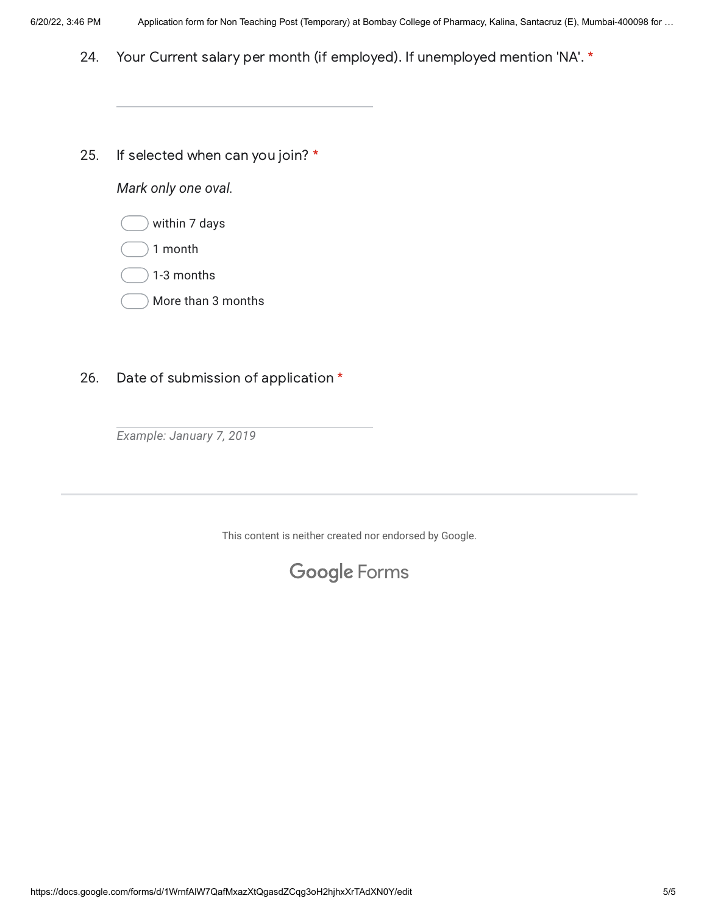24. Your Current salary per month (if employed). If unemployed mention 'NA'. *

\_\_\_\_\_\_\_\_\_\_\_\_\_\_\_\_\_\_\_\_\_\_\_\_\_\_\_\_\_\_

25. If selected when can you join? *

*Mark only one oval.*

- ◯ within 7 days
- ◯ 1 month
- ◯ 1-3 months
- ◯ More than 3 months

26. Date of submission of application *

\_\_\_\_\_\_\_\_\_\_\_\_\_\_\_\_\_\_\_\_\_\_\_\_\_\_\_\_\_\_

*Example: January 7, 2019*

---

This content is neither created nor endorsed by Google.

Google Forms